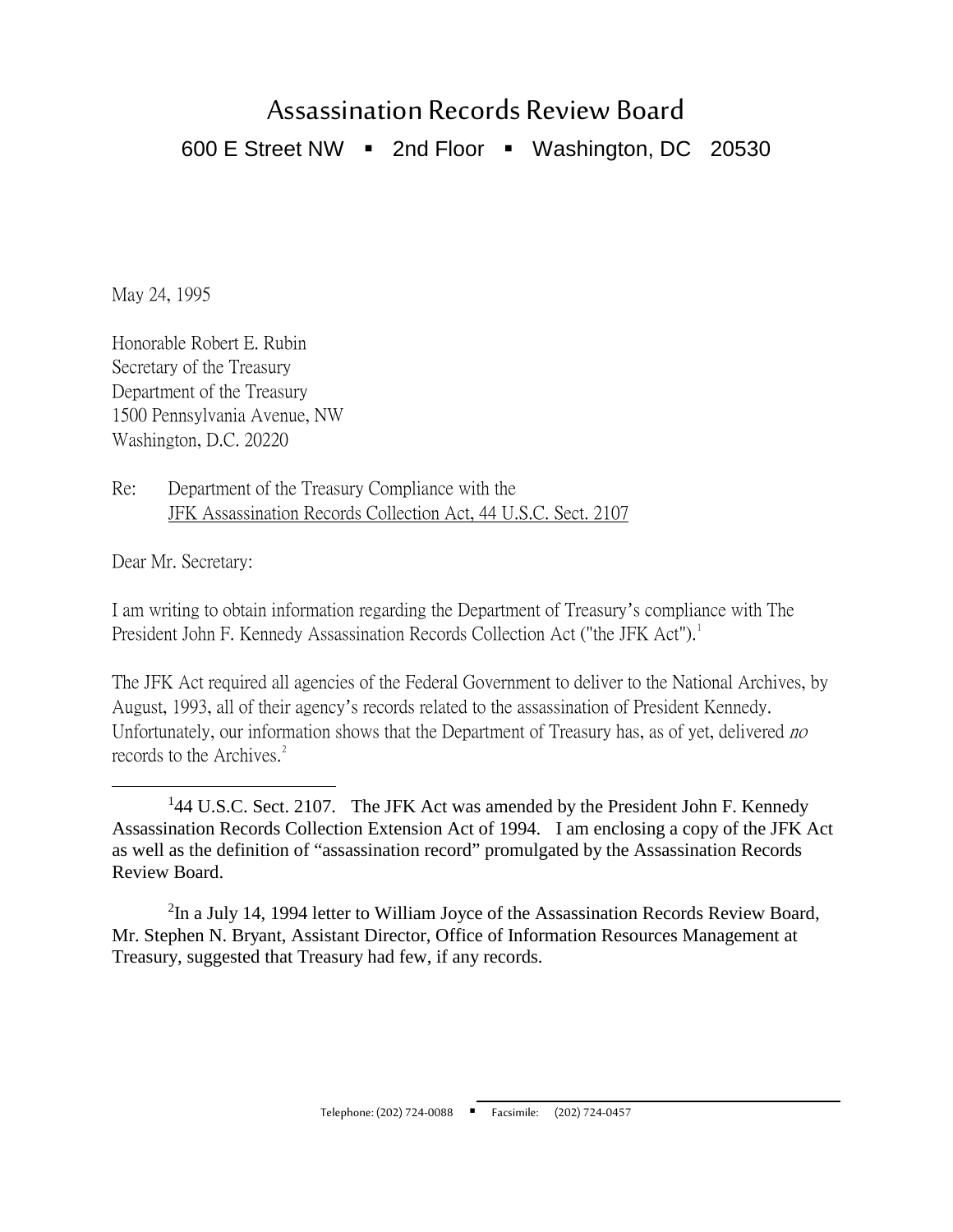# Assassination Records Review Board

600 E Street NW ▪ 2nd Floor ▪ Washington, DC 20530

May 24, 1995

Honorable Robert E. Rubin
Secretary of the Treasury
Department of the Treasury
1500 Pennsylvania Avenue, NW
Washington, D.C. 20220

Re: Department of the Treasury Compliance with the
JFK Assassination Records Collection Act, 44 U.S.C. Sect. 2107

Dear Mr. Secretary:

I am writing to obtain information regarding the Department of Treasury's compliance with The President John F. Kennedy Assassination Records Collection Act ("the JFK Act").[1]

The JFK Act required all agencies of the Federal Government to deliver to the National Archives, by August, 1993, all of their agency's records related to the assassination of President Kennedy. Unfortunately, our information shows that the Department of Treasury has, as of yet, delivered *no* records to the Archives.[2]

---

[1] 44 U.S.C. Sect. 2107. The JFK Act was amended by the President John F. Kennedy Assassination Records Collection Extension Act of 1994. I am enclosing a copy of the JFK Act as well as the definition of "assassination record" promulgated by the Assassination Records Review Board.

[2] In a July 14, 1994 letter to William Joyce of the Assassination Records Review Board, Mr. Stephen N. Bryant, Assistant Director, Office of Information Resources Management at Treasury, suggested that Treasury had few, if any records.

Telephone: (202) 724-0088 ▪ Facsimile: (202) 724-0457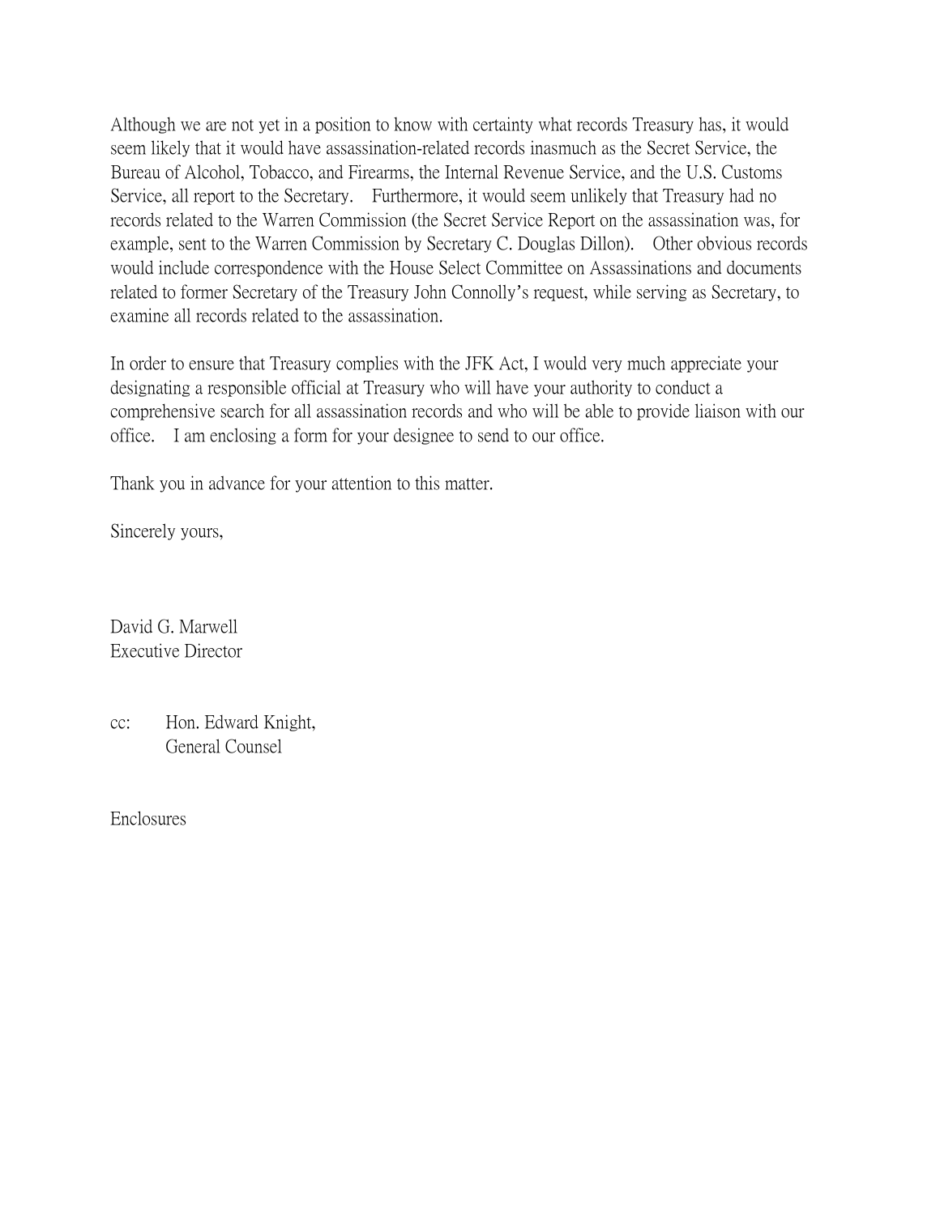Although we are not yet in a position to know with certainty what records Treasury has, it would seem likely that it would have assassination-related records inasmuch as the Secret Service, the Bureau of Alcohol, Tobacco, and Firearms, the Internal Revenue Service, and the U.S. Customs Service, all report to the Secretary. Furthermore, it would seem unlikely that Treasury had no records related to the Warren Commission (the Secret Service Report on the assassination was, for example, sent to the Warren Commission by Secretary C. Douglas Dillon). Other obvious records would include correspondence with the House Select Committee on Assassinations and documents related to former Secretary of the Treasury John Connolly's request, while serving as Secretary, to examine all records related to the assassination.

In order to ensure that Treasury complies with the JFK Act, I would very much appreciate your designating a responsible official at Treasury who will have your authority to conduct a comprehensive search for all assassination records and who will be able to provide liaison with our office. I am enclosing a form for your designee to send to our office.

Thank you in advance for your attention to this matter.

Sincerely yours,

David G. Marwell
Executive Director

cc: Hon. Edward Knight,
General Counsel

Enclosures